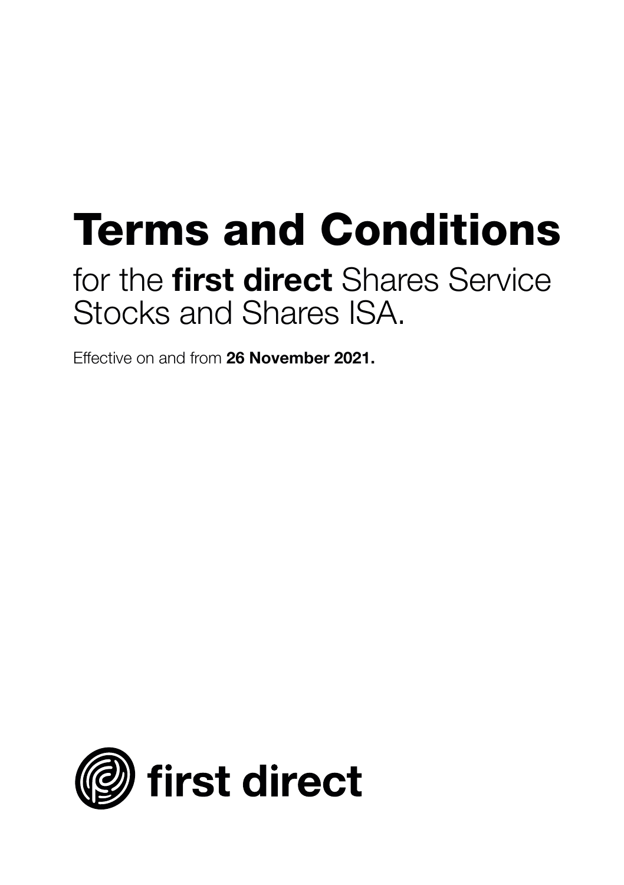# Terms and Conditions

## for the **first direct** Shares Service Stocks and Shares ISA.

Effective on and from **26 November 2021.**

**first direct**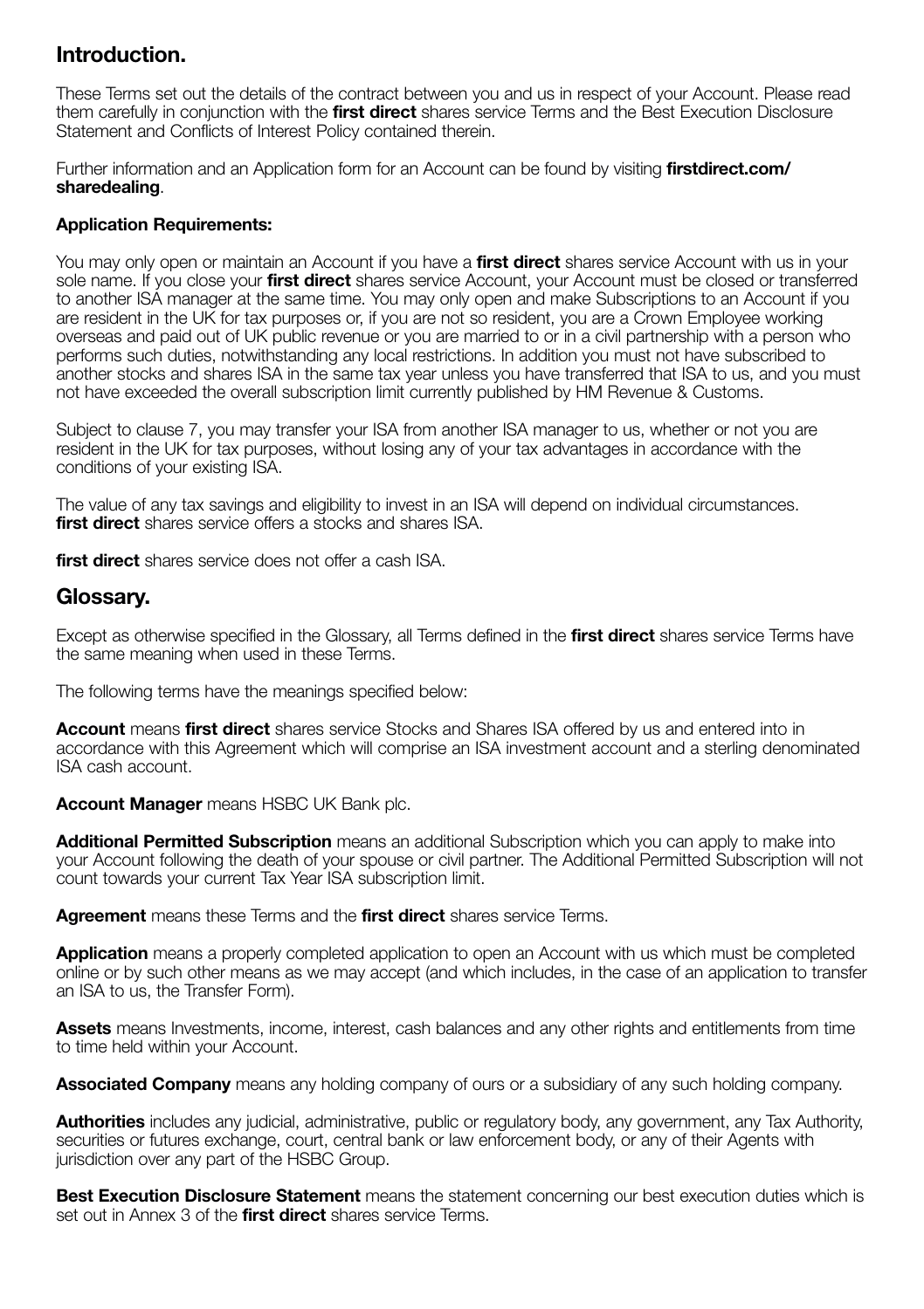## Introduction.

These Terms set out the details of the contract between you and us in respect of your Account. Please read them carefully in conjunction with the **first direct** shares service Terms and the Best Execution Disclosure Statement and Conflicts of Interest Policy contained therein.

Further information and an Application form for an Account can be found by visiting **firstdirect.com/sharedealing**.

**Application Requirements:**

You may only open or maintain an Account if you have a **first direct** shares service Account with us in your sole name. If you close your **first direct** shares service Account, your Account must be closed or transferred to another ISA manager at the same time. You may only open and make Subscriptions to an Account if you are resident in the UK for tax purposes or, if you are not so resident, you are a Crown Employee working overseas and paid out of UK public revenue or you are married to or in a civil partnership with a person who performs such duties, notwithstanding any local restrictions. In addition you must not have subscribed to another stocks and shares ISA in the same tax year unless you have transferred that ISA to us, and you must not have exceeded the overall subscription limit currently published by HM Revenue & Customs.

Subject to clause 7, you may transfer your ISA from another ISA manager to us, whether or not you are resident in the UK for tax purposes, without losing any of your tax advantages in accordance with the conditions of your existing ISA.

The value of any tax savings and eligibility to invest in an ISA will depend on individual circumstances. **first direct** shares service offers a stocks and shares ISA.

**first direct** shares service does not offer a cash ISA.

## Glossary.

Except as otherwise specified in the Glossary, all Terms defined in the **first direct** shares service Terms have the same meaning when used in these Terms.

The following terms have the meanings specified below:

**Account** means **first direct** shares service Stocks and Shares ISA offered by us and entered into in accordance with this Agreement which will comprise an ISA investment account and a sterling denominated ISA cash account.

**Account Manager** means HSBC UK Bank plc.

**Additional Permitted Subscription** means an additional Subscription which you can apply to make into your Account following the death of your spouse or civil partner. The Additional Permitted Subscription will not count towards your current Tax Year ISA subscription limit.

**Agreement** means these Terms and the **first direct** shares service Terms.

**Application** means a properly completed application to open an Account with us which must be completed online or by such other means as we may accept (and which includes, in the case of an application to transfer an ISA to us, the Transfer Form).

**Assets** means Investments, income, interest, cash balances and any other rights and entitlements from time to time held within your Account.

**Associated Company** means any holding company of ours or a subsidiary of any such holding company.

**Authorities** includes any judicial, administrative, public or regulatory body, any government, any Tax Authority, securities or futures exchange, court, central bank or law enforcement body, or any of their Agents with jurisdiction over any part of the HSBC Group.

**Best Execution Disclosure Statement** means the statement concerning our best execution duties which is set out in Annex 3 of the **first direct** shares service Terms.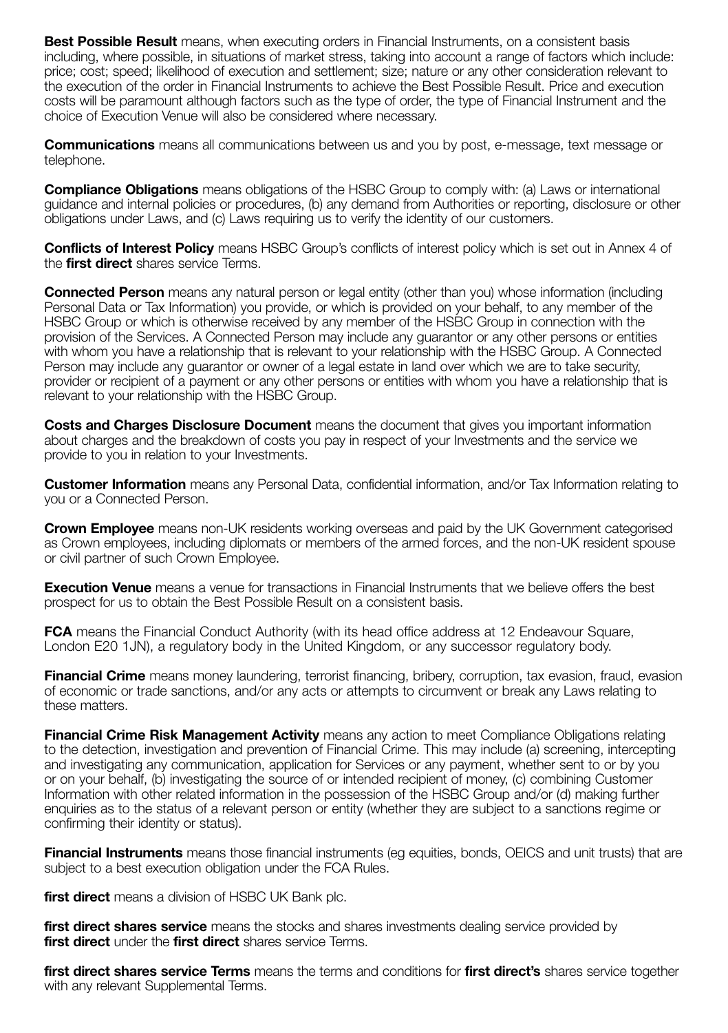**Best Possible Result** means, when executing orders in Financial Instruments, on a consistent basis including, where possible, in situations of market stress, taking into account a range of factors which include: price; cost; speed; likelihood of execution and settlement; size; nature or any other consideration relevant to the execution of the order in Financial Instruments to achieve the Best Possible Result. Price and execution costs will be paramount although factors such as the type of order, the type of Financial Instrument and the choice of Execution Venue will also be considered where necessary.

**Communications** means all communications between us and you by post, e-message, text message or telephone.

**Compliance Obligations** means obligations of the HSBC Group to comply with: (a) Laws or international guidance and internal policies or procedures, (b) any demand from Authorities or reporting, disclosure or other obligations under Laws, and (c) Laws requiring us to verify the identity of our customers.

**Conflicts of Interest Policy** means HSBC Group's conflicts of interest policy which is set out in Annex 4 of the **first direct** shares service Terms.

**Connected Person** means any natural person or legal entity (other than you) whose information (including Personal Data or Tax Information) you provide, or which is provided on your behalf, to any member of the HSBC Group or which is otherwise received by any member of the HSBC Group in connection with the provision of the Services. A Connected Person may include any guarantor or any other persons or entities with whom you have a relationship that is relevant to your relationship with the HSBC Group. A Connected Person may include any guarantor or owner of a legal estate in land over which we are to take security, provider or recipient of a payment or any other persons or entities with whom you have a relationship that is relevant to your relationship with the HSBC Group.

**Costs and Charges Disclosure Document** means the document that gives you important information about charges and the breakdown of costs you pay in respect of your Investments and the service we provide to you in relation to your Investments.

**Customer Information** means any Personal Data, confidential information, and/or Tax Information relating to you or a Connected Person.

**Crown Employee** means non-UK residents working overseas and paid by the UK Government categorised as Crown employees, including diplomats or members of the armed forces, and the non-UK resident spouse or civil partner of such Crown Employee.

**Execution Venue** means a venue for transactions in Financial Instruments that we believe offers the best prospect for us to obtain the Best Possible Result on a consistent basis.

**FCA** means the Financial Conduct Authority (with its head office address at 12 Endeavour Square, London E20 1JN), a regulatory body in the United Kingdom, or any successor regulatory body.

**Financial Crime** means money laundering, terrorist financing, bribery, corruption, tax evasion, fraud, evasion of economic or trade sanctions, and/or any acts or attempts to circumvent or break any Laws relating to these matters.

**Financial Crime Risk Management Activity** means any action to meet Compliance Obligations relating to the detection, investigation and prevention of Financial Crime. This may include (a) screening, intercepting and investigating any communication, application for Services or any payment, whether sent to or by you or on your behalf, (b) investigating the source of or intended recipient of money, (c) combining Customer Information with other related information in the possession of the HSBC Group and/or (d) making further enquiries as to the status of a relevant person or entity (whether they are subject to a sanctions regime or confirming their identity or status).

**Financial Instruments** means those financial instruments (eg equities, bonds, OEICS and unit trusts) that are subject to a best execution obligation under the FCA Rules.

**first direct** means a division of HSBC UK Bank plc.

**first direct shares service** means the stocks and shares investments dealing service provided by **first direct** under the **first direct** shares service Terms.

**first direct shares service Terms** means the terms and conditions for **first direct's** shares service together with any relevant Supplemental Terms.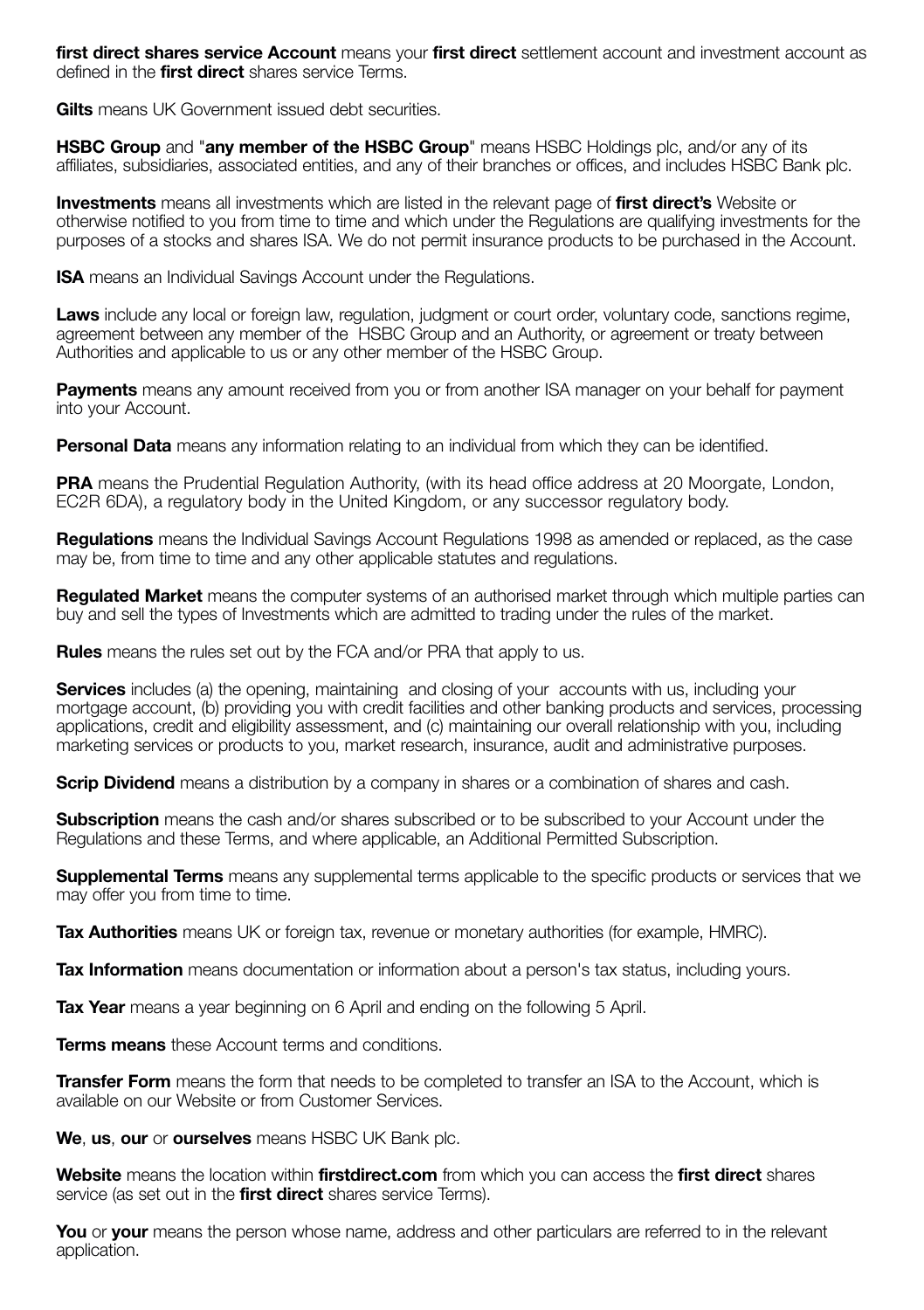**first direct shares service Account** means your **first direct** settlement account and investment account as defined in the **first direct** shares service Terms.

**Gilts** means UK Government issued debt securities.

**HSBC Group** and "**any member of the HSBC Group**" means HSBC Holdings plc, and/or any of its affiliates, subsidiaries, associated entities, and any of their branches or offices, and includes HSBC Bank plc.

**Investments** means all investments which are listed in the relevant page of **first direct's** Website or otherwise notified to you from time to time and which under the Regulations are qualifying investments for the purposes of a stocks and shares ISA. We do not permit insurance products to be purchased in the Account.

**ISA** means an Individual Savings Account under the Regulations.

**Laws** include any local or foreign law, regulation, judgment or court order, voluntary code, sanctions regime, agreement between any member of the HSBC Group and an Authority, or agreement or treaty between Authorities and applicable to us or any other member of the HSBC Group.

**Payments** means any amount received from you or from another ISA manager on your behalf for payment into your Account.

**Personal Data** means any information relating to an individual from which they can be identified.

**PRA** means the Prudential Regulation Authority, (with its head office address at 20 Moorgate, London, EC2R 6DA), a regulatory body in the United Kingdom, or any successor regulatory body.

**Regulations** means the Individual Savings Account Regulations 1998 as amended or replaced, as the case may be, from time to time and any other applicable statutes and regulations.

**Regulated Market** means the computer systems of an authorised market through which multiple parties can buy and sell the types of Investments which are admitted to trading under the rules of the market.

**Rules** means the rules set out by the FCA and/or PRA that apply to us.

**Services** includes (a) the opening, maintaining and closing of your accounts with us, including your mortgage account, (b) providing you with credit facilities and other banking products and services, processing applications, credit and eligibility assessment, and (c) maintaining our overall relationship with you, including marketing services or products to you, market research, insurance, audit and administrative purposes.

**Scrip Dividend** means a distribution by a company in shares or a combination of shares and cash.

**Subscription** means the cash and/or shares subscribed or to be subscribed to your Account under the Regulations and these Terms, and where applicable, an Additional Permitted Subscription.

**Supplemental Terms** means any supplemental terms applicable to the specific products or services that we may offer you from time to time.

**Tax Authorities** means UK or foreign tax, revenue or monetary authorities (for example, HMRC).

**Tax Information** means documentation or information about a person's tax status, including yours.

**Tax Year** means a year beginning on 6 April and ending on the following 5 April.

**Terms means** these Account terms and conditions.

**Transfer Form** means the form that needs to be completed to transfer an ISA to the Account, which is available on our Website or from Customer Services.

**We**, **us**, **our** or **ourselves** means HSBC UK Bank plc.

**Website** means the location within **firstdirect.com** from which you can access the **first direct** shares service (as set out in the **first direct** shares service Terms).

**You** or **your** means the person whose name, address and other particulars are referred to in the relevant application.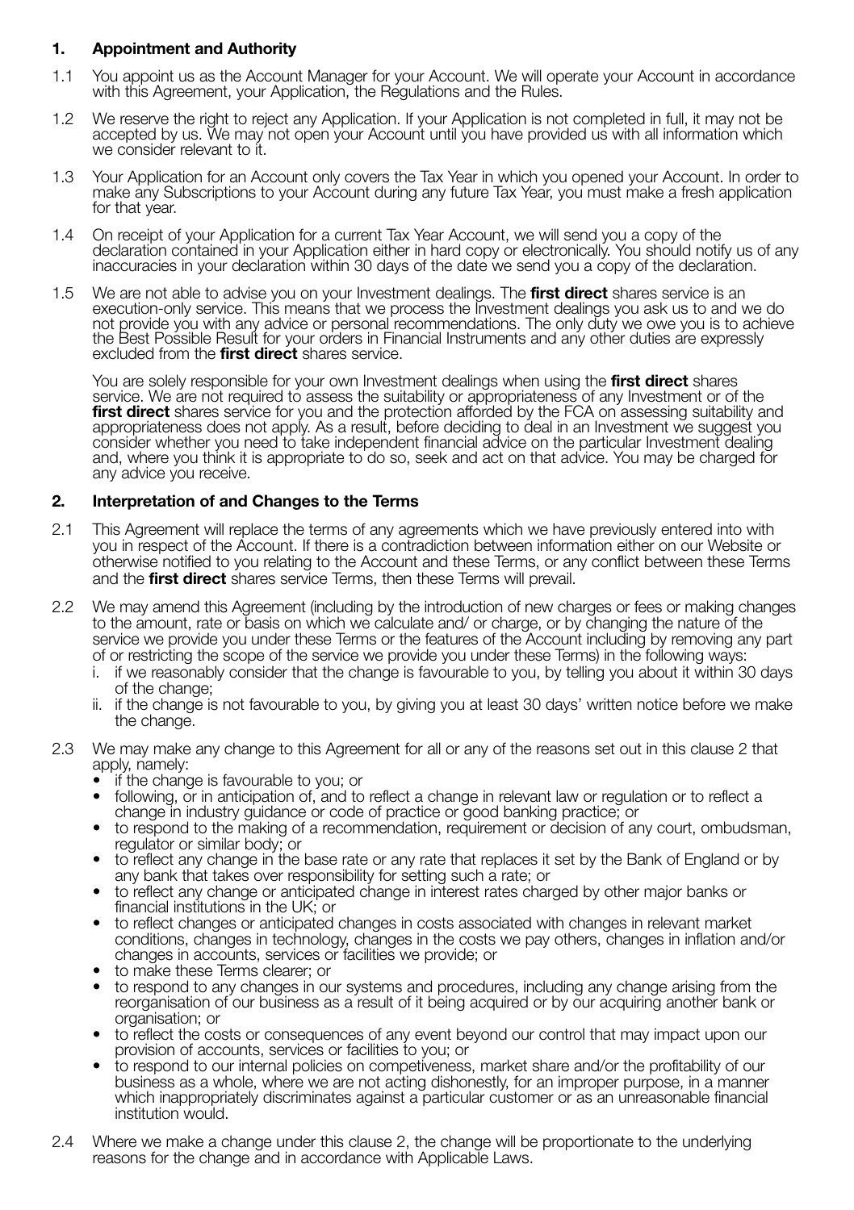## 1. Appointment and Authority

1.1 You appoint us as the Account Manager for your Account. We will operate your Account in accordance with this Agreement, your Application, the Regulations and the Rules.

1.2 We reserve the right to reject any Application. If your Application is not completed in full, it may not be accepted by us. We may not open your Account until you have provided us with all information which we consider relevant to it.

1.3 Your Application for an Account only covers the Tax Year in which you opened your Account. In order to make any Subscriptions to your Account during any future Tax Year, you must make a fresh application for that year.

1.4 On receipt of your Application for a current Tax Year Account, we will send you a copy of the declaration contained in your Application either in hard copy or electronically. You should notify us of any inaccuracies in your declaration within 30 days of the date we send you a copy of the declaration.

1.5 We are not able to advise you on your Investment dealings. The **first direct** shares service is an execution-only service. This means that we process the Investment dealings you ask us to and we do not provide you with any advice or personal recommendations. The only duty we owe you is to achieve the Best Possible Result for your orders in Financial Instruments and any other duties are expressly excluded from the **first direct** shares service.

You are solely responsible for your own Investment dealings when using the **first direct** shares service. We are not required to assess the suitability or appropriateness of any Investment or of the **first direct** shares service for you and the protection afforded by the FCA on assessing suitability and appropriateness does not apply. As a result, before deciding to deal in an Investment we suggest you consider whether you need to take independent financial advice on the particular Investment dealing and, where you think it is appropriate to do so, seek and act on that advice. You may be charged for any advice you receive.

## 2. Interpretation of and Changes to the Terms

2.1 This Agreement will replace the terms of any agreements which we have previously entered into with you in respect of the Account. If there is a contradiction between information either on our Website or otherwise notified to you relating to the Account and these Terms, or any conflict between these Terms and the **first direct** shares service Terms, then these Terms will prevail.

2.2 We may amend this Agreement (including by the introduction of new charges or fees or making changes to the amount, rate or basis on which we calculate and/ or charge, or by changing the nature of the service we provide you under these Terms or the features of the Account including by removing any part of or restricting the scope of the service we provide you under these Terms) in the following ways:

i. if we reasonably consider that the change is favourable to you, by telling you about it within 30 days of the change;

ii. if the change is not favourable to you, by giving you at least 30 days' written notice before we make the change.

2.3 We may make any change to this Agreement for all or any of the reasons set out in this clause 2 that apply, namely:

- if the change is favourable to you; or
- following, or in anticipation of, and to reflect a change in relevant law or regulation or to reflect a change in industry guidance or code of practice or good banking practice; or
- to respond to the making of a recommendation, requirement or decision of any court, ombudsman, regulator or similar body; or
- to reflect any change in the base rate or any rate that replaces it set by the Bank of England or by any bank that takes over responsibility for setting such a rate; or
- to reflect any change or anticipated change in interest rates charged by other major banks or financial institutions in the UK; or
- to reflect changes or anticipated changes in costs associated with changes in relevant market conditions, changes in technology, changes in the costs we pay others, changes in inflation and/or changes in accounts, services or facilities we provide; or
- to make these Terms clearer; or
- to respond to any changes in our systems and procedures, including any change arising from the reorganisation of our business as a result of it being acquired or by our acquiring another bank or organisation; or
- to reflect the costs or consequences of any event beyond our control that may impact upon our provision of accounts, services or facilities to you; or
- to respond to our internal policies on competiveness, market share and/or the profitability of our business as a whole, where we are not acting dishonestly, for an improper purpose, in a manner which inappropriately discriminates against a particular customer or as an unreasonable financial institution would.

2.4 Where we make a change under this clause 2, the change will be proportionate to the underlying reasons for the change and in accordance with Applicable Laws.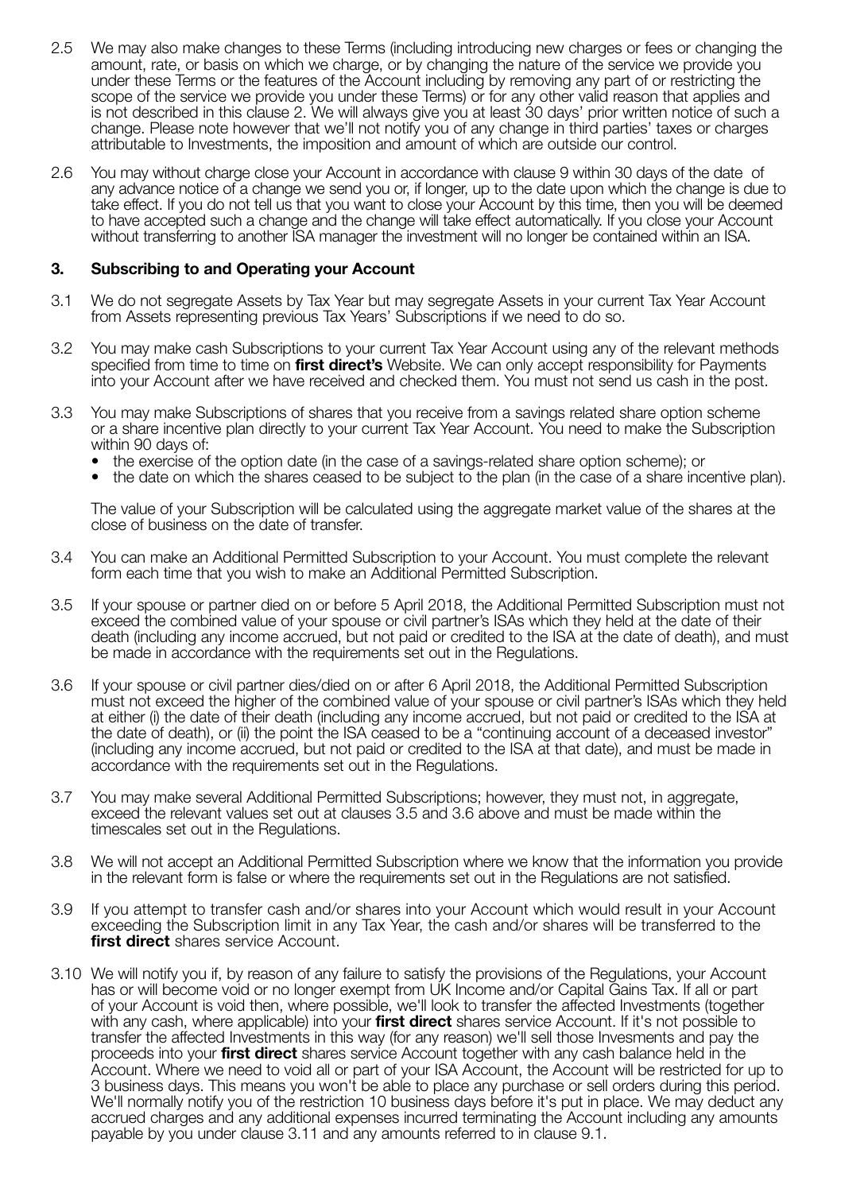2.5 We may also make changes to these Terms (including introducing new charges or fees or changing the amount, rate, or basis on which we charge, or by changing the nature of the service we provide you under these Terms or the features of the Account including by removing any part of or restricting the scope of the service we provide you under these Terms) or for any other valid reason that applies and is not described in this clause 2. We will always give you at least 30 days' prior written notice of such a change. Please note however that we'll not notify you of any change in third parties' taxes or charges attributable to Investments, the imposition and amount of which are outside our control.

2.6 You may without charge close your Account in accordance with clause 9 within 30 days of the date of any advance notice of a change we send you or, if longer, up to the date upon which the change is due to take effect. If you do not tell us that you want to close your Account by this time, then you will be deemed to have accepted such a change and the change will take effect automatically. If you close your Account without transferring to another ISA manager the investment will no longer be contained within an ISA.

### 3. Subscribing to and Operating your Account

3.1 We do not segregate Assets by Tax Year but may segregate Assets in your current Tax Year Account from Assets representing previous Tax Years' Subscriptions if we need to do so.

3.2 You may make cash Subscriptions to your current Tax Year Account using any of the relevant methods specified from time to time on **first direct's** Website. We can only accept responsibility for Payments into your Account after we have received and checked them. You must not send us cash in the post.

3.3 You may make Subscriptions of shares that you receive from a savings related share option scheme or a share incentive plan directly to your current Tax Year Account. You need to make the Subscription within 90 days of:

- the exercise of the option date (in the case of a savings-related share option scheme); or
- the date on which the shares ceased to be subject to the plan (in the case of a share incentive plan).

The value of your Subscription will be calculated using the aggregate market value of the shares at the close of business on the date of transfer.

3.4 You can make an Additional Permitted Subscription to your Account. You must complete the relevant form each time that you wish to make an Additional Permitted Subscription.

3.5 If your spouse or partner died on or before 5 April 2018, the Additional Permitted Subscription must not exceed the combined value of your spouse or civil partner's ISAs which they held at the date of their death (including any income accrued, but not paid or credited to the ISA at the date of death), and must be made in accordance with the requirements set out in the Regulations.

3.6 If your spouse or civil partner dies/died on or after 6 April 2018, the Additional Permitted Subscription must not exceed the higher of the combined value of your spouse or civil partner's ISAs which they held at either (i) the date of their death (including any income accrued, but not paid or credited to the ISA at the date of death), or (ii) the point the ISA ceased to be a "continuing account of a deceased investor" (including any income accrued, but not paid or credited to the ISA at that date), and must be made in accordance with the requirements set out in the Regulations.

3.7 You may make several Additional Permitted Subscriptions; however, they must not, in aggregate, exceed the relevant values set out at clauses 3.5 and 3.6 above and must be made within the timescales set out in the Regulations.

3.8 We will not accept an Additional Permitted Subscription where we know that the information you provide in the relevant form is false or where the requirements set out in the Regulations are not satisfied.

3.9 If you attempt to transfer cash and/or shares into your Account which would result in your Account exceeding the Subscription limit in any Tax Year, the cash and/or shares will be transferred to the **first direct** shares service Account.

3.10 We will notify you if, by reason of any failure to satisfy the provisions of the Regulations, your Account has or will become void or no longer exempt from UK Income and/or Capital Gains Tax. If all or part of your Account is void then, where possible, we'll look to transfer the affected Investments (together with any cash, where applicable) into your **first direct** shares service Account. If it's not possible to transfer the affected Investments in this way (for any reason) we'll sell those Invesments and pay the proceeds into your **first direct** shares service Account together with any cash balance held in the Account. Where we need to void all or part of your ISA Account, the Account will be restricted for up to 3 business days. This means you won't be able to place any purchase or sell orders during this period. We'll normally notify you of the restriction 10 business days before it's put in place. We may deduct any accrued charges and any additional expenses incurred terminating the Account including any amounts payable by you under clause 3.11 and any amounts referred to in clause 9.1.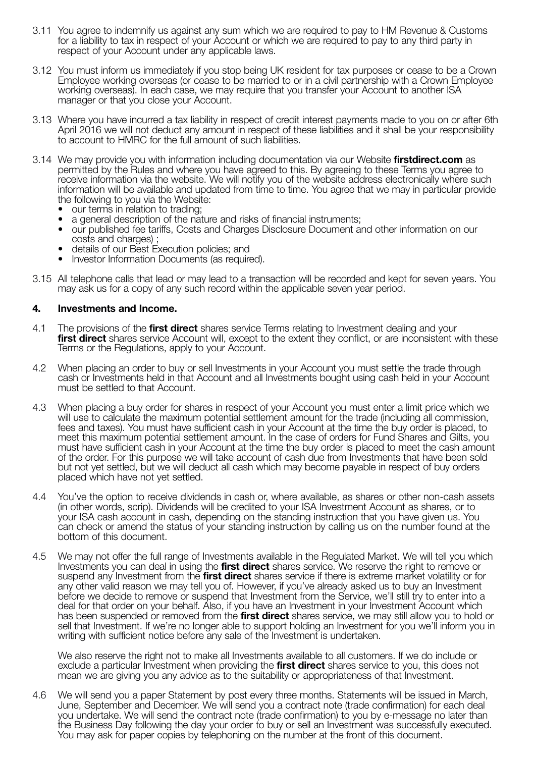3.11 You agree to indemnify us against any sum which we are required to pay to HM Revenue & Customs for a liability to tax in respect of your Account or which we are required to pay to any third party in respect of your Account under any applicable laws.

3.12 You must inform us immediately if you stop being UK resident for tax purposes or cease to be a Crown Employee working overseas (or cease to be married to or in a civil partnership with a Crown Employee working overseas). In each case, we may require that you transfer your Account to another ISA manager or that you close your Account.

3.13 Where you have incurred a tax liability in respect of credit interest payments made to you on or after 6th April 2016 we will not deduct any amount in respect of these liabilities and it shall be your responsibility to account to HMRC for the full amount of such liabilities.

3.14 We may provide you with information including documentation via our Website **firstdirect.com** as permitted by the Rules and where you have agreed to this. By agreeing to these Terms you agree to receive information via the website. We will notify you of the website address electronically where such information will be available and updated from time to time. You agree that we may in particular provide the following to you via the Website:

- our terms in relation to trading;
- a general description of the nature and risks of financial instruments;
- our published fee tariffs, Costs and Charges Disclosure Document and other information on our costs and charges) ;
- details of our Best Execution policies; and
- Investor Information Documents (as required).

3.15 All telephone calls that lead or may lead to a transaction will be recorded and kept for seven years. You may ask us for a copy of any such record within the applicable seven year period.

## 4. Investments and Income.

4.1 The provisions of the **first direct** shares service Terms relating to Investment dealing and your **first direct** shares service Account will, except to the extent they conflict, or are inconsistent with these Terms or the Regulations, apply to your Account.

4.2 When placing an order to buy or sell Investments in your Account you must settle the trade through cash or Investments held in that Account and all Investments bought using cash held in your Account must be settled to that Account.

4.3 When placing a buy order for shares in respect of your Account you must enter a limit price which we will use to calculate the maximum potential settlement amount for the trade (including all commission, fees and taxes). You must have sufficient cash in your Account at the time the buy order is placed, to meet this maximum potential settlement amount. In the case of orders for Fund Shares and Gilts, you must have sufficient cash in your Account at the time the buy order is placed to meet the cash amount of the order. For this purpose we will take account of cash due from Investments that have been sold but not yet settled, but we will deduct all cash which may become payable in respect of buy orders placed which have not yet settled.

4.4 You've the option to receive dividends in cash or, where available, as shares or other non-cash assets (in other words, scrip). Dividends will be credited to your ISA Investment Account as shares, or to your ISA cash account in cash, depending on the standing instruction that you have given us. You can check or amend the status of your standing instruction by calling us on the number found at the bottom of this document.

4.5 We may not offer the full range of Investments available in the Regulated Market. We will tell you which Investments you can deal in using the **first direct** shares service. We reserve the right to remove or suspend any Investment from the **first direct** shares service if there is extreme market volatility or for any other valid reason we may tell you of. However, if you've already asked us to buy an Investment before we decide to remove or suspend that Investment from the Service, we'll still try to enter into a deal for that order on your behalf. Also, if you have an Investment in your Investment Account which has been suspended or removed from the **first direct** shares service, we may still allow you to hold or sell that Investment. If we're no longer able to support holding an Investment for you we'll inform you in writing with sufficient notice before any sale of the Investment is undertaken.

We also reserve the right not to make all Investments available to all customers. If we do include or exclude a particular Investment when providing the **first direct** shares service to you, this does not mean we are giving you any advice as to the suitability or appropriateness of that Investment.

4.6 We will send you a paper Statement by post every three months. Statements will be issued in March, June, September and December. We will send you a contract note (trade confirmation) for each deal you undertake. We will send the contract note (trade confirmation) to you by e-message no later than the Business Day following the day your order to buy or sell an Investment was successfully executed. You may ask for paper copies by telephoning on the number at the front of this document.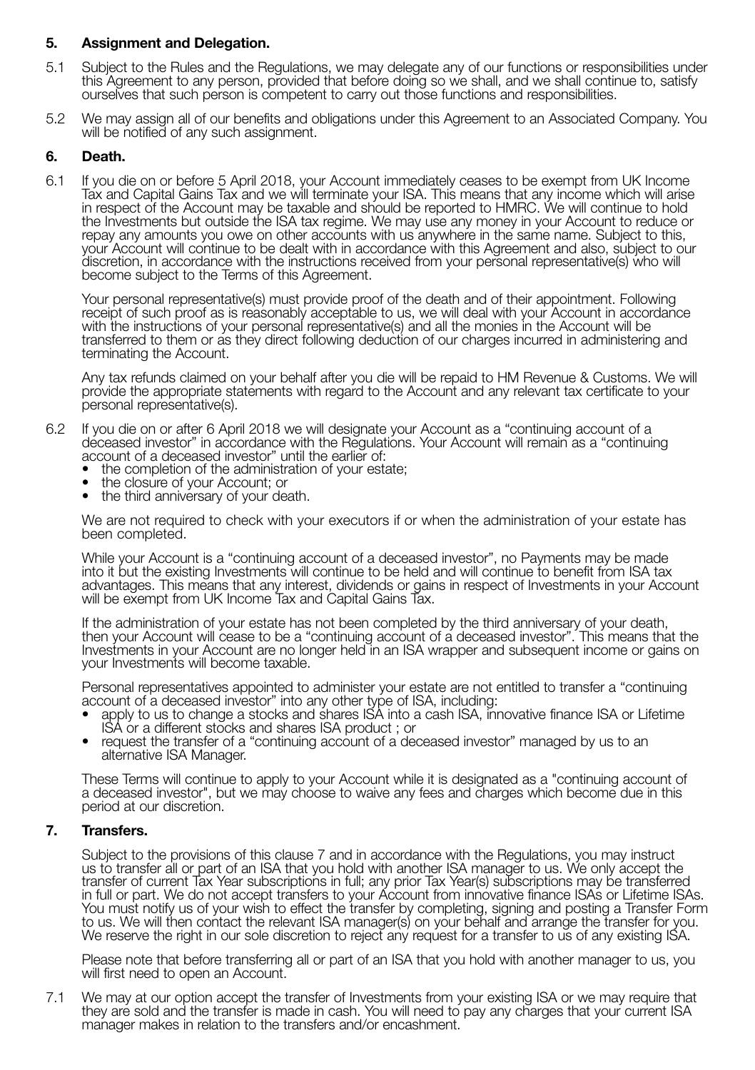## 5. Assignment and Delegation.

5.1 Subject to the Rules and the Regulations, we may delegate any of our functions or responsibilities under this Agreement to any person, provided that before doing so we shall, and we shall continue to, satisfy ourselves that such person is competent to carry out those functions and responsibilities.

5.2 We may assign all of our benefits and obligations under this Agreement to an Associated Company. You will be notified of any such assignment.

## 6. Death.

6.1 If you die on or before 5 April 2018, your Account immediately ceases to be exempt from UK Income Tax and Capital Gains Tax and we will terminate your ISA. This means that any income which will arise in respect of the Account may be taxable and should be reported to HMRC. We will continue to hold the Investments but outside the ISA tax regime. We may use any money in your Account to reduce or repay any amounts you owe on other accounts with us anywhere in the same name. Subject to this, your Account will continue to be dealt with in accordance with this Agreement and also, subject to our discretion, in accordance with the instructions received from your personal representative(s) who will become subject to the Terms of this Agreement.

Your personal representative(s) must provide proof of the death and of their appointment. Following receipt of such proof as is reasonably acceptable to us, we will deal with your Account in accordance with the instructions of your personal representative(s) and all the monies in the Account will be transferred to them or as they direct following deduction of our charges incurred in administering and terminating the Account.

Any tax refunds claimed on your behalf after you die will be repaid to HM Revenue & Customs. We will provide the appropriate statements with regard to the Account and any relevant tax certificate to your personal representative(s).

6.2 If you die on or after 6 April 2018 we will designate your Account as a "continuing account of a deceased investor" in accordance with the Regulations. Your Account will remain as a "continuing account of a deceased investor" until the earlier of:

- the completion of the administration of your estate;
- the closure of your Account; or
- the third anniversary of your death.

We are not required to check with your executors if or when the administration of your estate has been completed.

While your Account is a "continuing account of a deceased investor", no Payments may be made into it but the existing Investments will continue to be held and will continue to benefit from ISA tax advantages. This means that any interest, dividends or gains in respect of Investments in your Account will be exempt from UK Income Tax and Capital Gains Tax.

If the administration of your estate has not been completed by the third anniversary of your death, then your Account will cease to be a "continuing account of a deceased investor". This means that the Investments in your Account are no longer held in an ISA wrapper and subsequent income or gains on your Investments will become taxable.

Personal representatives appointed to administer your estate are not entitled to transfer a "continuing account of a deceased investor" into any other type of ISA, including:

- apply to us to change a stocks and shares ISA into a cash ISA, innovative finance ISA or Lifetime ISA or a different stocks and shares ISA product ; or
- request the transfer of a "continuing account of a deceased investor" managed by us to an alternative ISA Manager.

These Terms will continue to apply to your Account while it is designated as a "continuing account of a deceased investor", but we may choose to waive any fees and charges which become due in this period at our discretion.

## 7. Transfers.

Subject to the provisions of this clause 7 and in accordance with the Regulations, you may instruct us to transfer all or part of an ISA that you hold with another ISA manager to us. We only accept the transfer of current Tax Year subscriptions in full; any prior Tax Year(s) subscriptions may be transferred in full or part. We do not accept transfers to your Account from innovative finance ISAs or Lifetime ISAs. You must notify us of your wish to effect the transfer by completing, signing and posting a Transfer Form to us. We will then contact the relevant ISA manager(s) on your behalf and arrange the transfer for you. We reserve the right in our sole discretion to reject any request for a transfer to us of any existing ISA.

Please note that before transferring all or part of an ISA that you hold with another manager to us, you will first need to open an Account.

7.1 We may at our option accept the transfer of Investments from your existing ISA or we may require that they are sold and the transfer is made in cash. You will need to pay any charges that your current ISA manager makes in relation to the transfers and/or encashment.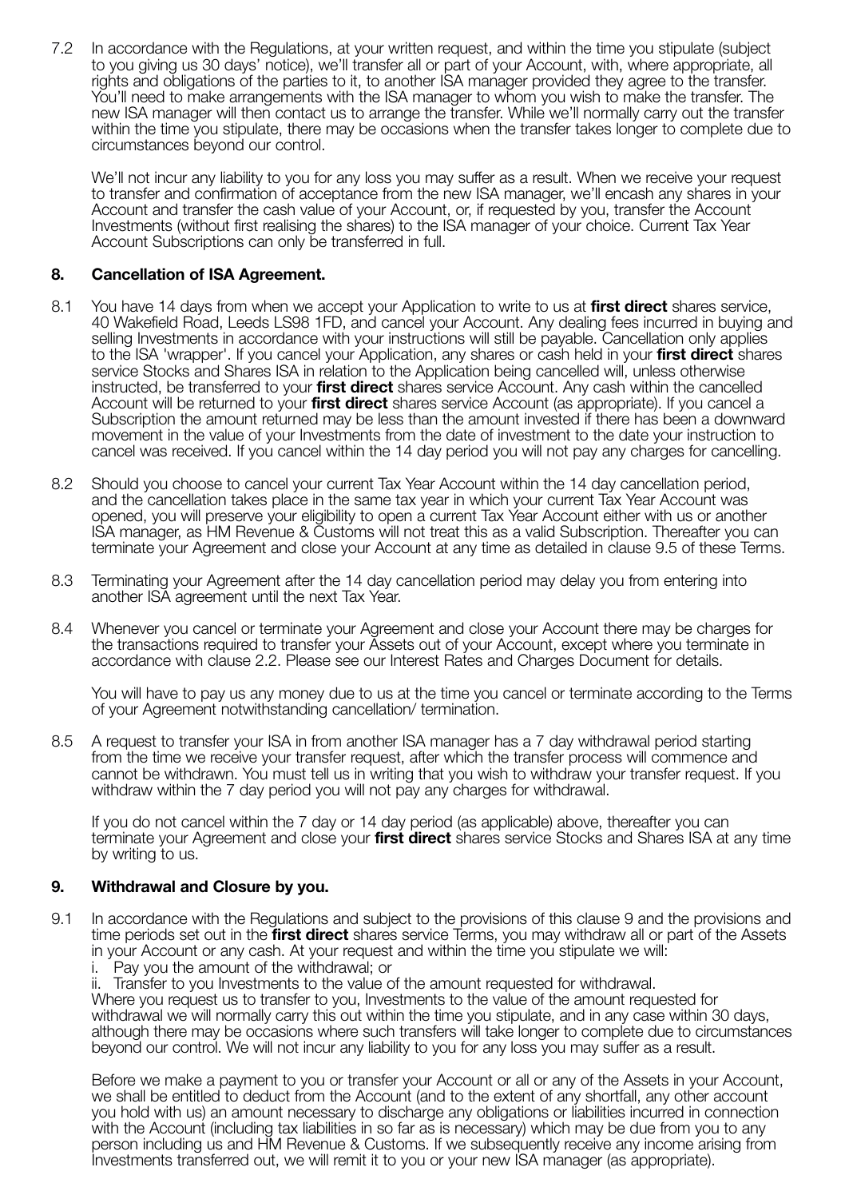7.2 In accordance with the Regulations, at your written request, and within the time you stipulate (subject to you giving us 30 days' notice), we'll transfer all or part of your Account, with, where appropriate, all rights and obligations of the parties to it, to another ISA manager provided they agree to the transfer. You'll need to make arrangements with the ISA manager to whom you wish to make the transfer. The new ISA manager will then contact us to arrange the transfer. While we'll normally carry out the transfer within the time you stipulate, there may be occasions when the transfer takes longer to complete due to circumstances beyond our control.

We'll not incur any liability to you for any loss you may suffer as a result. When we receive your request to transfer and confirmation of acceptance from the new ISA manager, we'll encash any shares in your Account and transfer the cash value of your Account, or, if requested by you, transfer the Account Investments (without first realising the shares) to the ISA manager of your choice. Current Tax Year Account Subscriptions can only be transferred in full.

## 8. Cancellation of ISA Agreement.

8.1 You have 14 days from when we accept your Application to write to us at **first direct** shares service, 40 Wakefield Road, Leeds LS98 1FD, and cancel your Account. Any dealing fees incurred in buying and selling Investments in accordance with your instructions will still be payable. Cancellation only applies to the ISA 'wrapper'. If you cancel your Application, any shares or cash held in your **first direct** shares service Stocks and Shares ISA in relation to the Application being cancelled will, unless otherwise instructed, be transferred to your **first direct** shares service Account. Any cash within the cancelled Account will be returned to your **first direct** shares service Account (as appropriate). If you cancel a Subscription the amount returned may be less than the amount invested if there has been a downward movement in the value of your Investments from the date of investment to the date your instruction to cancel was received. If you cancel within the 14 day period you will not pay any charges for cancelling.

8.2 Should you choose to cancel your current Tax Year Account within the 14 day cancellation period, and the cancellation takes place in the same tax year in which your current Tax Year Account was opened, you will preserve your eligibility to open a current Tax Year Account either with us or another ISA manager, as HM Revenue & Customs will not treat this as a valid Subscription. Thereafter you can terminate your Agreement and close your Account at any time as detailed in clause 9.5 of these Terms.

8.3 Terminating your Agreement after the 14 day cancellation period may delay you from entering into another ISA agreement until the next Tax Year.

8.4 Whenever you cancel or terminate your Agreement and close your Account there may be charges for the transactions required to transfer your Assets out of your Account, except where you terminate in accordance with clause 2.2. Please see our Interest Rates and Charges Document for details.

You will have to pay us any money due to us at the time you cancel or terminate according to the Terms of your Agreement notwithstanding cancellation/ termination.

8.5 A request to transfer your ISA in from another ISA manager has a 7 day withdrawal period starting from the time we receive your transfer request, after which the transfer process will commence and cannot be withdrawn. You must tell us in writing that you wish to withdraw your transfer request. If you withdraw within the 7 day period you will not pay any charges for withdrawal.

If you do not cancel within the 7 day or 14 day period (as applicable) above, thereafter you can terminate your Agreement and close your **first direct** shares service Stocks and Shares ISA at any time by writing to us.

## 9. Withdrawal and Closure by you.

9.1 In accordance with the Regulations and subject to the provisions of this clause 9 and the provisions and time periods set out in the **first direct** shares service Terms, you may withdraw all or part of the Assets in your Account or any cash. At your request and within the time you stipulate we will:

i. Pay you the amount of the withdrawal; or

ii. Transfer to you Investments to the value of the amount requested for withdrawal.

Where you request us to transfer to you, Investments to the value of the amount requested for withdrawal we will normally carry this out within the time you stipulate, and in any case within 30 days, although there may be occasions where such transfers will take longer to complete due to circumstances beyond our control. We will not incur any liability to you for any loss you may suffer as a result.

Before we make a payment to you or transfer your Account or all or any of the Assets in your Account, we shall be entitled to deduct from the Account (and to the extent of any shortfall, any other account you hold with us) an amount necessary to discharge any obligations or liabilities incurred in connection with the Account (including tax liabilities in so far as is necessary) which may be due from you to any person including us and HM Revenue & Customs. If we subsequently receive any income arising from Investments transferred out, we will remit it to you or your new ISA manager (as appropriate).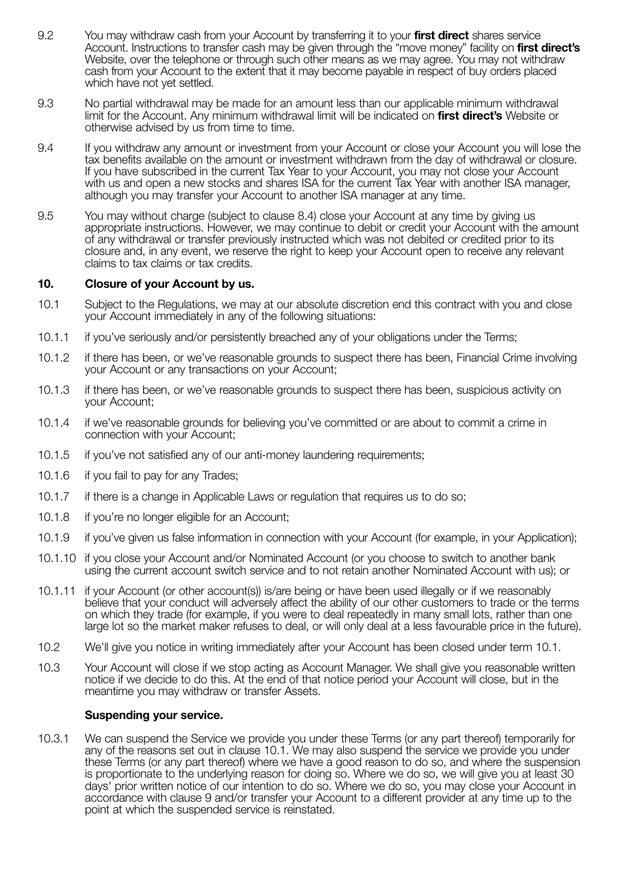9.2 You may withdraw cash from your Account by transferring it to your **first direct** shares service Account. Instructions to transfer cash may be given through the "move money" facility on **first direct's** Website, over the telephone or through such other means as we may agree. You may not withdraw cash from your Account to the extent that it may become payable in respect of buy orders placed which have not yet settled.

9.3 No partial withdrawal may be made for an amount less than our applicable minimum withdrawal limit for the Account. Any minimum withdrawal limit will be indicated on **first direct's** Website or otherwise advised by us from time to time.

9.4 If you withdraw any amount or investment from your Account or close your Account you will lose the tax benefits available on the amount or investment withdrawn from the day of withdrawal or closure. If you have subscribed in the current Tax Year to your Account, you may not close your Account with us and open a new stocks and shares ISA for the current Tax Year with another ISA manager, although you may transfer your Account to another ISA manager at any time.

9.5 You may without charge (subject to clause 8.4) close your Account at any time by giving us appropriate instructions. However, we may continue to debit or credit your Account with the amount of any withdrawal or transfer previously instructed which was not debited or credited prior to its closure and, in any event, we reserve the right to keep your Account open to receive any relevant claims to tax claims or tax credits.

## 10. Closure of your Account by us.

10.1 Subject to the Regulations, we may at our absolute discretion end this contract with you and close your Account immediately in any of the following situations:

10.1.1 if you've seriously and/or persistently breached any of your obligations under the Terms;

10.1.2 if there has been, or we've reasonable grounds to suspect there has been, Financial Crime involving your Account or any transactions on your Account;

10.1.3 if there has been, or we've reasonable grounds to suspect there has been, suspicious activity on your Account;

10.1.4 if we've reasonable grounds for believing you've committed or are about to commit a crime in connection with your Account;

10.1.5 if you've not satisfied any of our anti-money laundering requirements;

10.1.6 if you fail to pay for any Trades;

10.1.7 if there is a change in Applicable Laws or regulation that requires us to do so;

10.1.8 if you're no longer eligible for an Account;

10.1.9 if you've given us false information in connection with your Account (for example, in your Application);

10.1.10 if you close your Account and/or Nominated Account (or you choose to switch to another bank using the current account switch service and to not retain another Nominated Account with us); or

10.1.11 if your Account (or other account(s)) is/are being or have been used illegally or if we reasonably believe that your conduct will adversely affect the ability of our other customers to trade or the terms on which they trade (for example, if you were to deal repeatedly in many small lots, rather than one large lot so the market maker refuses to deal, or will only deal at a less favourable price in the future).

10.2 We'll give you notice in writing immediately after your Account has been closed under term 10.1.

10.3 Your Account will close if we stop acting as Account Manager. We shall give you reasonable written notice if we decide to do this. At the end of that notice period your Account will close, but in the meantime you may withdraw or transfer Assets.

### Suspending your service.

10.3.1 We can suspend the Service we provide you under these Terms (or any part thereof) temporarily for any of the reasons set out in clause 10.1. We may also suspend the service we provide you under these Terms (or any part thereof) where we have a good reason to do so, and where the suspension is proportionate to the underlying reason for doing so. Where we do so, we will give you at least 30 days' prior written notice of our intention to do so. Where we do so, you may close your Account in accordance with clause 9 and/or transfer your Account to a different provider at any time up to the point at which the suspended service is reinstated.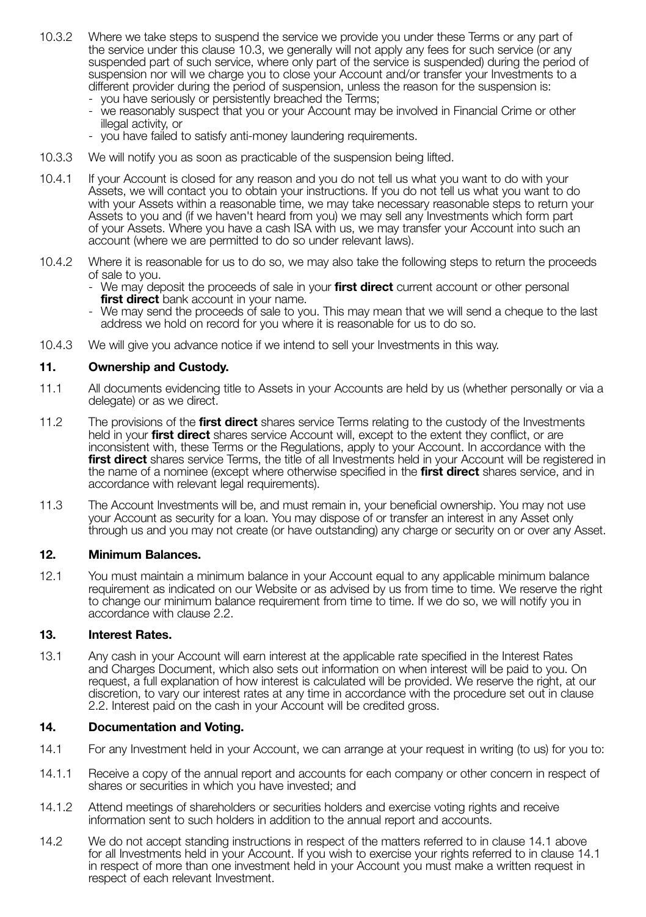10.3.2 Where we take steps to suspend the service we provide you under these Terms or any part of the service under this clause 10.3, we generally will not apply any fees for such service (or any suspended part of such service, where only part of the service is suspended) during the period of suspension nor will we charge you to close your Account and/or transfer your Investments to a different provider during the period of suspension, unless the reason for the suspension is:

- you have seriously or persistently breached the Terms;
- we reasonably suspect that you or your Account may be involved in Financial Crime or other illegal activity, or
- you have failed to satisfy anti-money laundering requirements.

10.3.3 We will notify you as soon as practicable of the suspension being lifted.

10.4.1 If your Account is closed for any reason and you do not tell us what you want to do with your Assets, we will contact you to obtain your instructions. If you do not tell us what you want to do with your Assets within a reasonable time, we may take necessary reasonable steps to return your Assets to you and (if we haven't heard from you) we may sell any Investments which form part of your Assets. Where you have a cash ISA with us, we may transfer your Account into such an account (where we are permitted to do so under relevant laws).

10.4.2 Where it is reasonable for us to do so, we may also take the following steps to return the proceeds of sale to you.

- We may deposit the proceeds of sale in your **first direct** current account or other personal **first direct** bank account in your name.
- We may send the proceeds of sale to you. This may mean that we will send a cheque to the last address we hold on record for you where it is reasonable for us to do so.

10.4.3 We will give you advance notice if we intend to sell your Investments in this way.

## 11. Ownership and Custody.

11.1 All documents evidencing title to Assets in your Accounts are held by us (whether personally or via a delegate) or as we direct.

11.2 The provisions of the **first direct** shares service Terms relating to the custody of the Investments held in your **first direct** shares service Account will, except to the extent they conflict, or are inconsistent with, these Terms or the Regulations, apply to your Account. In accordance with the **first direct** shares service Terms, the title of all Investments held in your Account will be registered in the name of a nominee (except where otherwise specified in the **first direct** shares service, and in accordance with relevant legal requirements).

11.3 The Account Investments will be, and must remain in, your beneficial ownership. You may not use your Account as security for a loan. You may dispose of or transfer an interest in any Asset only through us and you may not create (or have outstanding) any charge or security on or over any Asset.

## 12. Minimum Balances.

12.1 You must maintain a minimum balance in your Account equal to any applicable minimum balance requirement as indicated on our Website or as advised by us from time to time. We reserve the right to change our minimum balance requirement from time to time. If we do so, we will notify you in accordance with clause 2.2.

## 13. Interest Rates.

13.1 Any cash in your Account will earn interest at the applicable rate specified in the Interest Rates and Charges Document, which also sets out information on when interest will be paid to you. On request, a full explanation of how interest is calculated will be provided. We reserve the right, at our discretion, to vary our interest rates at any time in accordance with the procedure set out in clause 2.2. Interest paid on the cash in your Account will be credited gross.

## 14. Documentation and Voting.

14.1 For any Investment held in your Account, we can arrange at your request in writing (to us) for you to:

14.1.1 Receive a copy of the annual report and accounts for each company or other concern in respect of shares or securities in which you have invested; and

14.1.2 Attend meetings of shareholders or securities holders and exercise voting rights and receive information sent to such holders in addition to the annual report and accounts.

14.2 We do not accept standing instructions in respect of the matters referred to in clause 14.1 above for all Investments held in your Account. If you wish to exercise your rights referred to in clause 14.1 in respect of more than one investment held in your Account you must make a written request in respect of each relevant Investment.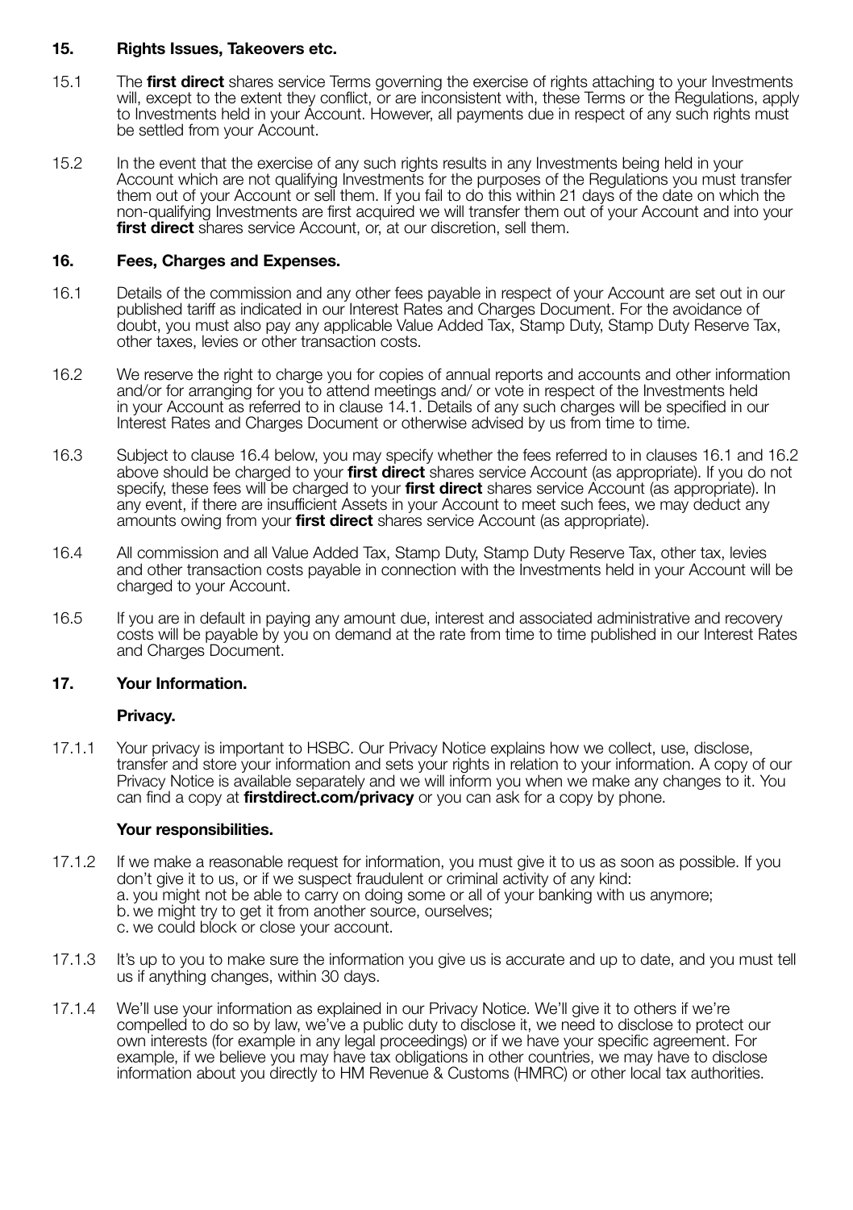## 15. Rights Issues, Takeovers etc.

15.1 The **first direct** shares service Terms governing the exercise of rights attaching to your Investments will, except to the extent they conflict, or are inconsistent with, these Terms or the Regulations, apply to Investments held in your Account. However, all payments due in respect of any such rights must be settled from your Account.

15.2 In the event that the exercise of any such rights results in any Investments being held in your Account which are not qualifying Investments for the purposes of the Regulations you must transfer them out of your Account or sell them. If you fail to do this within 21 days of the date on which the non-qualifying Investments are first acquired we will transfer them out of your Account and into your **first direct** shares service Account, or, at our discretion, sell them.

## 16. Fees, Charges and Expenses.

16.1 Details of the commission and any other fees payable in respect of your Account are set out in our published tariff as indicated in our Interest Rates and Charges Document. For the avoidance of doubt, you must also pay any applicable Value Added Tax, Stamp Duty, Stamp Duty Reserve Tax, other taxes, levies or other transaction costs.

16.2 We reserve the right to charge you for copies of annual reports and accounts and other information and/or for arranging for you to attend meetings and/ or vote in respect of the Investments held in your Account as referred to in clause 14.1. Details of any such charges will be specified in our Interest Rates and Charges Document or otherwise advised by us from time to time.

16.3 Subject to clause 16.4 below, you may specify whether the fees referred to in clauses 16.1 and 16.2 above should be charged to your **first direct** shares service Account (as appropriate). If you do not specify, these fees will be charged to your **first direct** shares service Account (as appropriate). In any event, if there are insufficient Assets in your Account to meet such fees, we may deduct any amounts owing from your **first direct** shares service Account (as appropriate).

16.4 All commission and all Value Added Tax, Stamp Duty, Stamp Duty Reserve Tax, other tax, levies and other transaction costs payable in connection with the Investments held in your Account will be charged to your Account.

16.5 If you are in default in paying any amount due, interest and associated administrative and recovery costs will be payable by you on demand at the rate from time to time published in our Interest Rates and Charges Document.

## 17. Your Information.

### Privacy.

17.1.1 Your privacy is important to HSBC. Our Privacy Notice explains how we collect, use, disclose, transfer and store your information and sets your rights in relation to your information. A copy of our Privacy Notice is available separately and we will inform you when we make any changes to it. You can find a copy at **firstdirect.com/privacy** or you can ask for a copy by phone.

### Your responsibilities.

17.1.2 If we make a reasonable request for information, you must give it to us as soon as possible. If you don't give it to us, or if we suspect fraudulent or criminal activity of any kind:
a. you might not be able to carry on doing some or all of your banking with us anymore;
b. we might try to get it from another source, ourselves;
c. we could block or close your account.

17.1.3 It's up to you to make sure the information you give us is accurate and up to date, and you must tell us if anything changes, within 30 days.

17.1.4 We'll use your information as explained in our Privacy Notice. We'll give it to others if we're compelled to do so by law, we've a public duty to disclose it, we need to disclose to protect our own interests (for example in any legal proceedings) or if we have your specific agreement. For example, if we believe you may have tax obligations in other countries, we may have to disclose information about you directly to HM Revenue & Customs (HMRC) or other local tax authorities.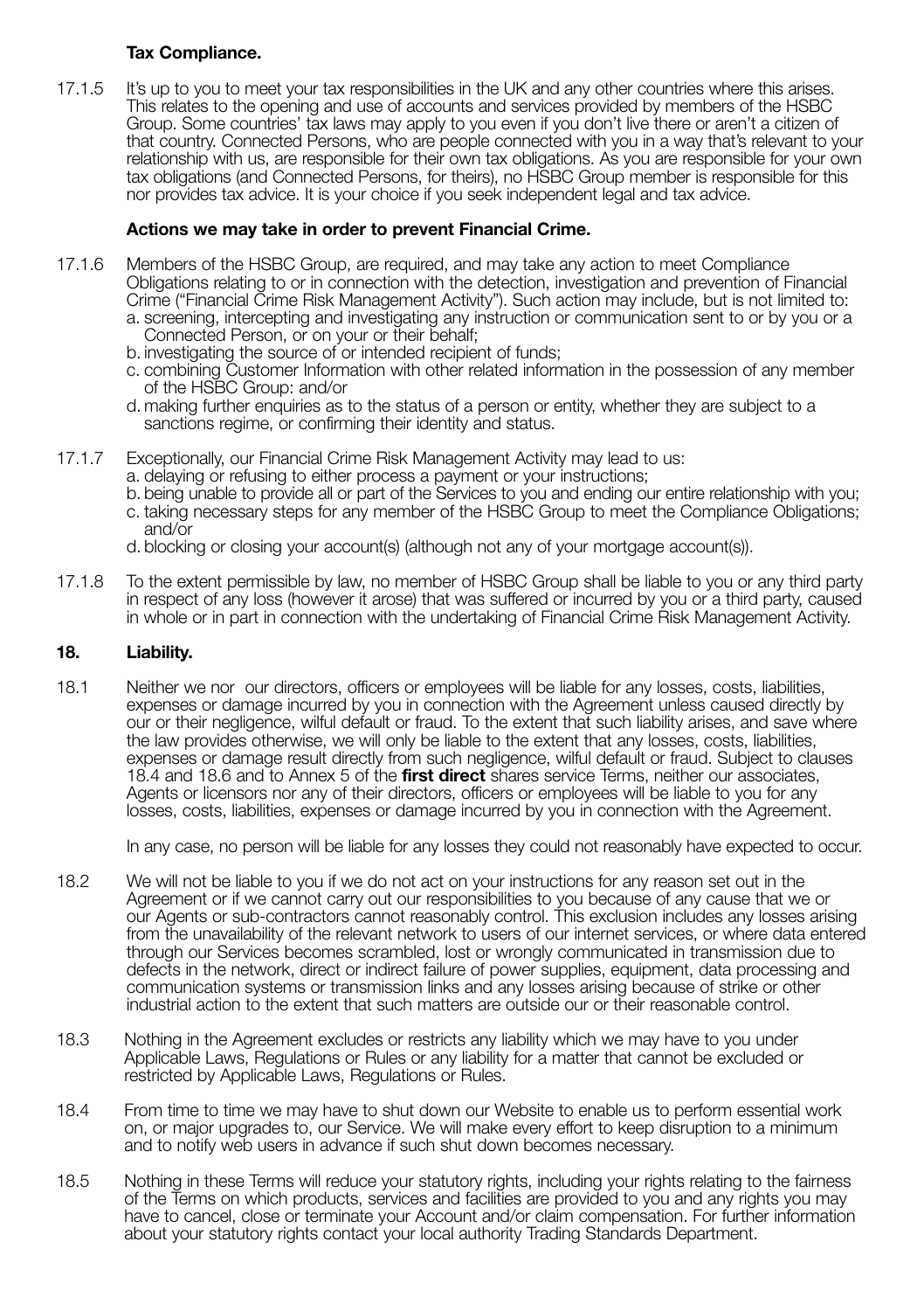**Tax Compliance.**

17.1.5 It's up to you to meet your tax responsibilities in the UK and any other countries where this arises. This relates to the opening and use of accounts and services provided by members of the HSBC Group. Some countries' tax laws may apply to you even if you don't live there or aren't a citizen of that country. Connected Persons, who are people connected with you in a way that's relevant to your relationship with us, are responsible for their own tax obligations. As you are responsible for your own tax obligations (and Connected Persons, for theirs), no HSBC Group member is responsible for this nor provides tax advice. It is your choice if you seek independent legal and tax advice.

**Actions we may take in order to prevent Financial Crime.**

17.1.6 Members of the HSBC Group, are required, and may take any action to meet Compliance Obligations relating to or in connection with the detection, investigation and prevention of Financial Crime ("Financial Crime Risk Management Activity"). Such action may include, but is not limited to:

a. screening, intercepting and investigating any instruction or communication sent to or by you or a Connected Person, or on your or their behalf;
b. investigating the source of or intended recipient of funds;
c. combining Customer Information with other related information in the possession of any member of the HSBC Group: and/or
d. making further enquiries as to the status of a person or entity, whether they are subject to a sanctions regime, or confirming their identity and status.

17.1.7 Exceptionally, our Financial Crime Risk Management Activity may lead to us:

a. delaying or refusing to either process a payment or your instructions;
b. being unable to provide all or part of the Services to you and ending our entire relationship with you;
c. taking necessary steps for any member of the HSBC Group to meet the Compliance Obligations; and/or
d. blocking or closing your account(s) (although not any of your mortgage account(s)).

17.1.8 To the extent permissible by law, no member of HSBC Group shall be liable to you or any third party in respect of any loss (however it arose) that was suffered or incurred by you or a third party, caused in whole or in part in connection with the undertaking of Financial Crime Risk Management Activity.

## 18. Liability.

18.1 Neither we nor our directors, officers or employees will be liable for any losses, costs, liabilities, expenses or damage incurred by you in connection with the Agreement unless caused directly by our or their negligence, wilful default or fraud. To the extent that such liability arises, and save where the law provides otherwise, we will only be liable to the extent that any losses, costs, liabilities, expenses or damage result directly from such negligence, wilful default or fraud. Subject to clauses 18.4 and 18.6 and to Annex 5 of the **first direct** shares service Terms, neither our associates, Agents or licensors nor any of their directors, officers or employees will be liable to you for any losses, costs, liabilities, expenses or damage incurred by you in connection with the Agreement.

In any case, no person will be liable for any losses they could not reasonably have expected to occur.

18.2 We will not be liable to you if we do not act on your instructions for any reason set out in the Agreement or if we cannot carry out our responsibilities to you because of any cause that we or our Agents or sub-contractors cannot reasonably control. This exclusion includes any losses arising from the unavailability of the relevant network to users of our internet services, or where data entered through our Services becomes scrambled, lost or wrongly communicated in transmission due to defects in the network, direct or indirect failure of power supplies, equipment, data processing and communication systems or transmission links and any losses arising because of strike or other industrial action to the extent that such matters are outside our or their reasonable control.

18.3 Nothing in the Agreement excludes or restricts any liability which we may have to you under Applicable Laws, Regulations or Rules or any liability for a matter that cannot be excluded or restricted by Applicable Laws, Regulations or Rules.

18.4 From time to time we may have to shut down our Website to enable us to perform essential work on, or major upgrades to, our Service. We will make every effort to keep disruption to a minimum and to notify web users in advance if such shut down becomes necessary.

18.5 Nothing in these Terms will reduce your statutory rights, including your rights relating to the fairness of the Terms on which products, services and facilities are provided to you and any rights you may have to cancel, close or terminate your Account and/or claim compensation. For further information about your statutory rights contact your local authority Trading Standards Department.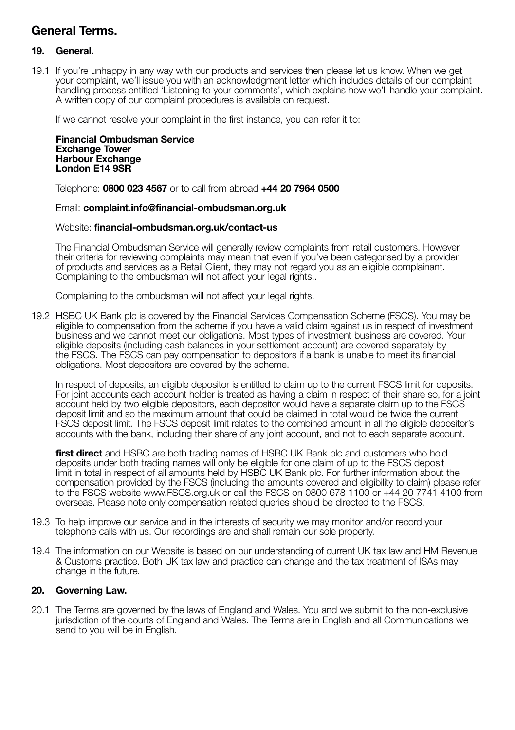# General Terms.

## 19. General.

19.1 If you're unhappy in any way with our products and services then please let us know. When we get your complaint, we'll issue you with an acknowledgment letter which includes details of our complaint handling process entitled 'Listening to your comments', which explains how we'll handle your complaint. A written copy of our complaint procedures is available on request.

If we cannot resolve your complaint in the first instance, you can refer it to:

**Financial Ombudsman Service**
**Exchange Tower**
**Harbour Exchange**
**London E14 9SR**

Telephone: **0800 023 4567** or to call from abroad **+44 20 7964 0500**

Email: **complaint.info@financial-ombudsman.org.uk**

Website: **financial-ombudsman.org.uk/contact-us**

The Financial Ombudsman Service will generally review complaints from retail customers. However, their criteria for reviewing complaints may mean that even if you've been categorised by a provider of products and services as a Retail Client, they may not regard you as an eligible complainant. Complaining to the ombudsman will not affect your legal rights..

Complaining to the ombudsman will not affect your legal rights.

19.2 HSBC UK Bank plc is covered by the Financial Services Compensation Scheme (FSCS). You may be eligible to compensation from the scheme if you have a valid claim against us in respect of investment business and we cannot meet our obligations. Most types of investment business are covered. Your eligible deposits (including cash balances in your settlement account) are covered separately by the FSCS. The FSCS can pay compensation to depositors if a bank is unable to meet its financial obligations. Most depositors are covered by the scheme.

In respect of deposits, an eligible depositor is entitled to claim up to the current FSCS limit for deposits. For joint accounts each account holder is treated as having a claim in respect of their share so, for a joint account held by two eligible depositors, each depositor would have a separate claim up to the FSCS deposit limit and so the maximum amount that could be claimed in total would be twice the current FSCS deposit limit. The FSCS deposit limit relates to the combined amount in all the eligible depositor's accounts with the bank, including their share of any joint account, and not to each separate account.

**first direct** and HSBC are both trading names of HSBC UK Bank plc and customers who hold deposits under both trading names will only be eligible for one claim of up to the FSCS deposit limit in total in respect of all amounts held by HSBC UK Bank plc. For further information about the compensation provided by the FSCS (including the amounts covered and eligibility to claim) please refer to the FSCS website www.FSCS.org.uk or call the FSCS on 0800 678 1100 or +44 20 7741 4100 from overseas. Please note only compensation related queries should be directed to the FSCS.

19.3 To help improve our service and in the interests of security we may monitor and/or record your telephone calls with us. Our recordings are and shall remain our sole property.

19.4 The information on our Website is based on our understanding of current UK tax law and HM Revenue & Customs practice. Both UK tax law and practice can change and the tax treatment of ISAs may change in the future.

## 20. Governing Law.

20.1 The Terms are governed by the laws of England and Wales. You and we submit to the non-exclusive jurisdiction of the courts of England and Wales. The Terms are in English and all Communications we send to you will be in English.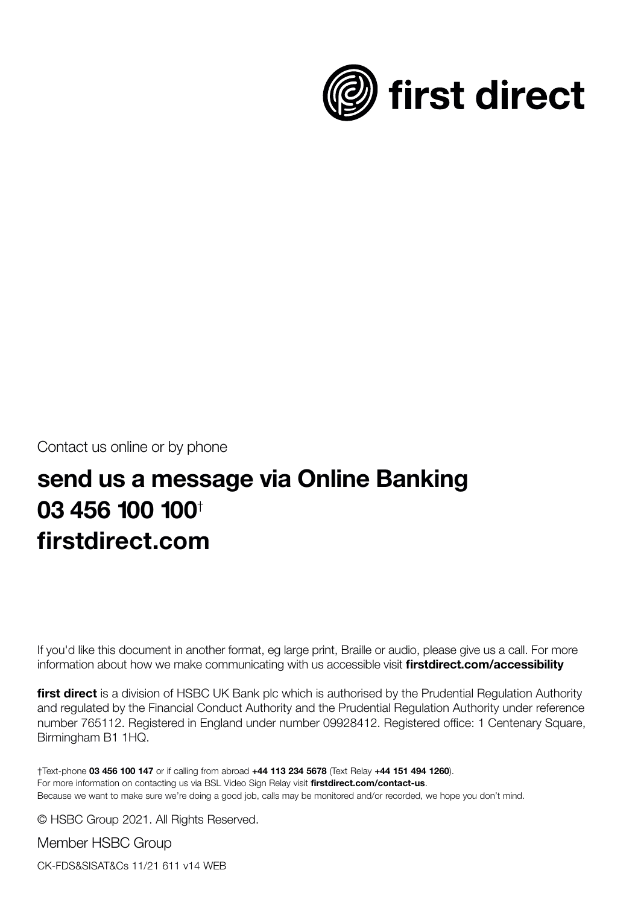**first direct**

Contact us online or by phone

**send us a message via Online Banking**
**03 456 100 100†**
**firstdirect.com**

If you'd like this document in another format, eg large print, Braille or audio, please give us a call. For more information about how we make communicating with us accessible visit **firstdirect.com/accessibility**

**first direct** is a division of HSBC UK Bank plc which is authorised by the Prudential Regulation Authority and regulated by the Financial Conduct Authority and the Prudential Regulation Authority under reference number 765112. Registered in England under number 09928412. Registered office: 1 Centenary Square, Birmingham B1 1HQ.

†Text-phone **03 456 100 147** or if calling from abroad **+44 113 234 5678** (Text Relay **+44 151 494 1260**).
For more information on contacting us via BSL Video Sign Relay visit **firstdirect.com/contact-us**.
Because we want to make sure we're doing a good job, calls may be monitored and/or recorded, we hope you don't mind.

© HSBC Group 2021. All Rights Reserved.

Member HSBC Group

CK-FDS&SISAT&Cs 11/21 611 v14 WEB